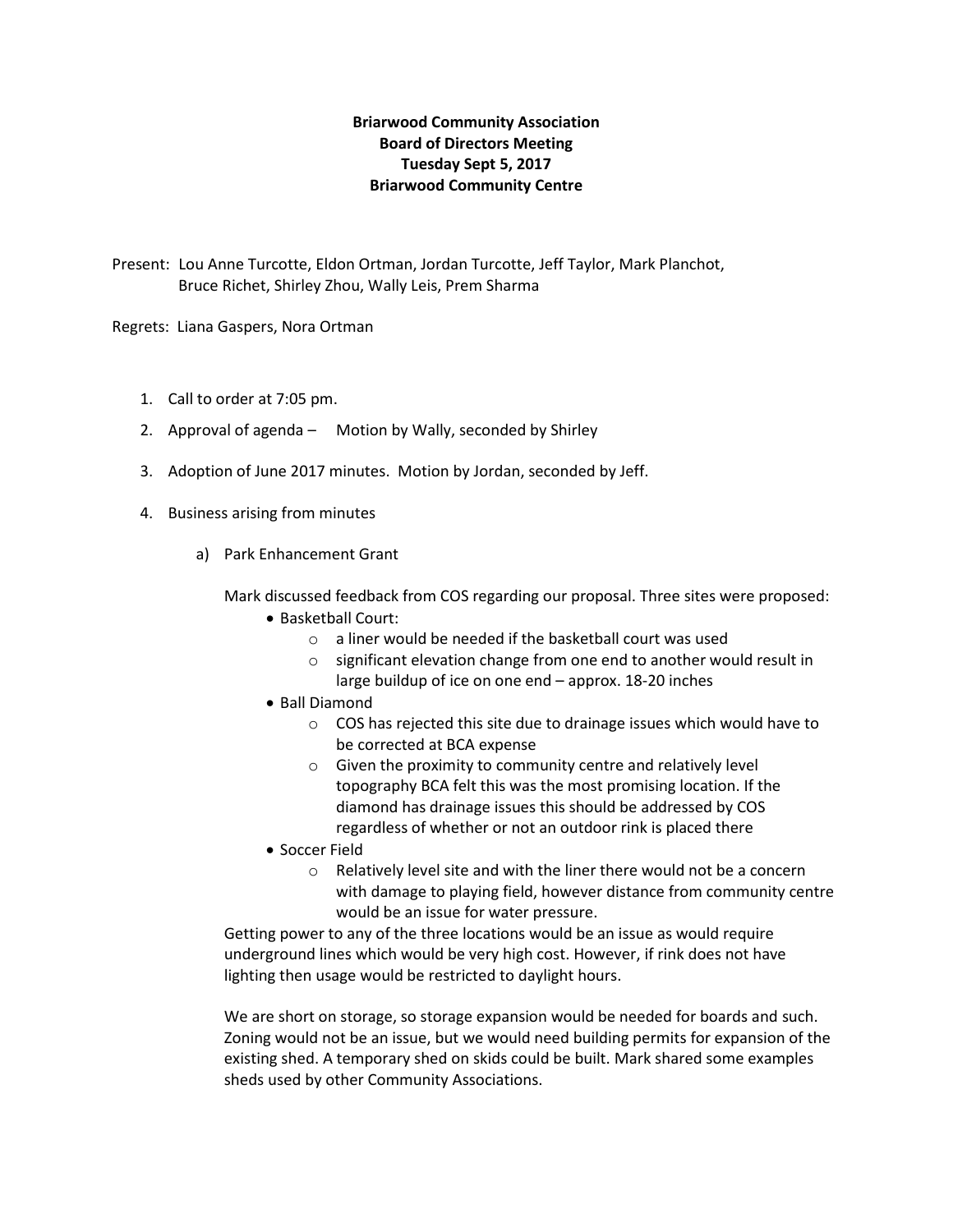**Briarwood Community Association**
**Board of Directors Meeting**
**Tuesday Sept 5, 2017**
**Briarwood Community Centre**

Present: Lou Anne Turcotte, Eldon Ortman, Jordan Turcotte, Jeff Taylor, Mark Planchot, Bruce Richet, Shirley Zhou, Wally Leis, Prem Sharma

Regrets: Liana Gaspers, Nora Ortman

1. Call to order at 7:05 pm.
2. Approval of agenda – Motion by Wally, seconded by Shirley
3. Adoption of June 2017 minutes. Motion by Jordan, seconded by Jeff.
4. Business arising from minutes

   a) Park Enhancement Grant

   Mark discussed feedback from COS regarding our proposal. Three sites were proposed:

   - Basketball Court:
     - a liner would be needed if the basketball court was used
     - significant elevation change from one end to another would result in large buildup of ice on one end – approx. 18-20 inches
   - Ball Diamond
     - COS has rejected this site due to drainage issues which would have to be corrected at BCA expense
     - Given the proximity to community centre and relatively level topography BCA felt this was the most promising location. If the diamond has drainage issues this should be addressed by COS regardless of whether or not an outdoor rink is placed there
   - Soccer Field
     - Relatively level site and with the liner there would not be a concern with damage to playing field, however distance from community centre would be an issue for water pressure.

   Getting power to any of the three locations would be an issue as would require underground lines which would be very high cost. However, if rink does not have lighting then usage would be restricted to daylight hours.

   We are short on storage, so storage expansion would be needed for boards and such. Zoning would not be an issue, but we would need building permits for expansion of the existing shed. A temporary shed on skids could be built. Mark shared some examples sheds used by other Community Associations.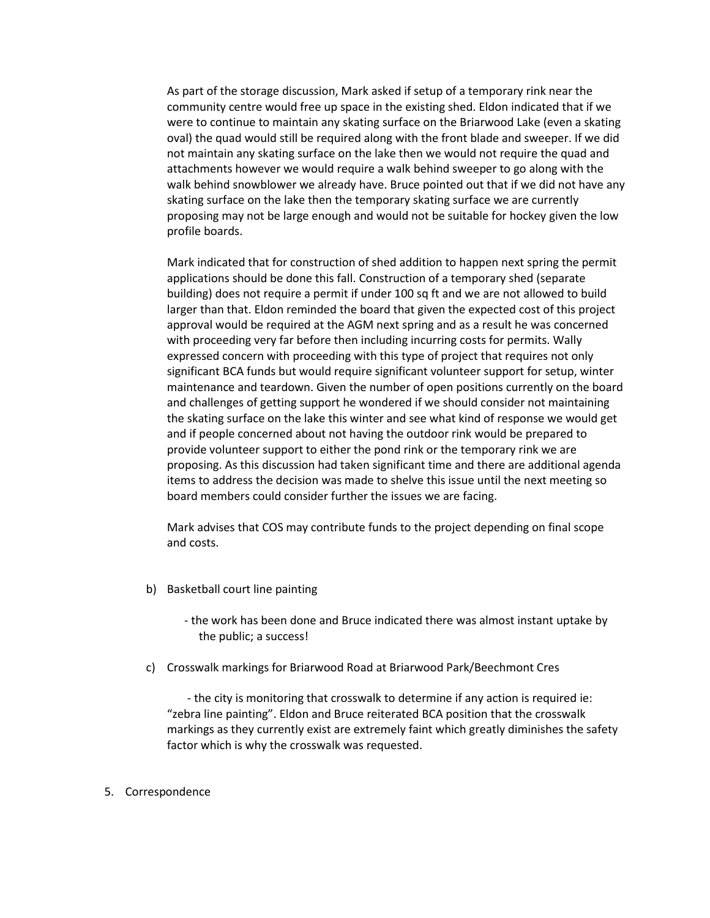As part of the storage discussion, Mark asked if setup of a temporary rink near the community centre would free up space in the existing shed. Eldon indicated that if we were to continue to maintain any skating surface on the Briarwood Lake (even a skating oval) the quad would still be required along with the front blade and sweeper. If we did not maintain any skating surface on the lake then we would not require the quad and attachments however we would require a walk behind sweeper to go along with the walk behind snowblower we already have. Bruce pointed out that if we did not have any skating surface on the lake then the temporary skating surface we are currently proposing may not be large enough and would not be suitable for hockey given the low profile boards.

Mark indicated that for construction of shed addition to happen next spring the permit applications should be done this fall. Construction of a temporary shed (separate building) does not require a permit if under 100 sq ft and we are not allowed to build larger than that. Eldon reminded the board that given the expected cost of this project approval would be required at the AGM next spring and as a result he was concerned with proceeding very far before then including incurring costs for permits. Wally expressed concern with proceeding with this type of project that requires not only significant BCA funds but would require significant volunteer support for setup, winter maintenance and teardown. Given the number of open positions currently on the board and challenges of getting support he wondered if we should consider not maintaining the skating surface on the lake this winter and see what kind of response we would get and if people concerned about not having the outdoor rink would be prepared to provide volunteer support to either the pond rink or the temporary rink we are proposing. As this discussion had taken significant time and there are additional agenda items to address the decision was made to shelve this issue until the next meeting so board members could consider further the issues we are facing.

Mark advises that COS may contribute funds to the project depending on final scope and costs.

b) Basketball court line painting

- the work has been done and Bruce indicated there was almost instant uptake by the public; a success!

c) Crosswalk markings for Briarwood Road at Briarwood Park/Beechmont Cres

- the city is monitoring that crosswalk to determine if any action is required ie: "zebra line painting". Eldon and Bruce reiterated BCA position that the crosswalk markings as they currently exist are extremely faint which greatly diminishes the safety factor which is why the crosswalk was requested.

5. Correspondence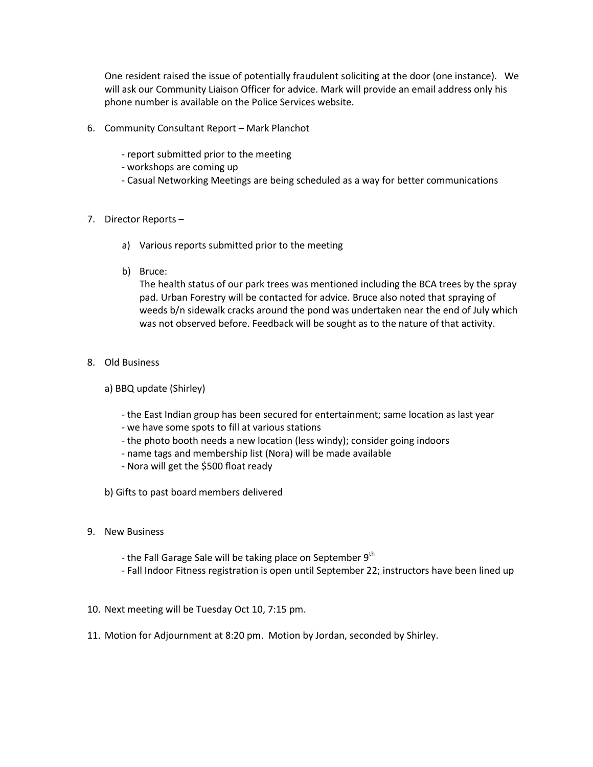One resident raised the issue of potentially fraudulent soliciting at the door (one instance). We will ask our Community Liaison Officer for advice. Mark will provide an email address only his phone number is available on the Police Services website.

6. Community Consultant Report – Mark Planchot

   - report submitted prior to the meeting
   - workshops are coming up
   - Casual Networking Meetings are being scheduled as a way for better communications

7. Director Reports –

   a) Various reports submitted prior to the meeting

   b) Bruce:
      The health status of our park trees was mentioned including the BCA trees by the spray pad. Urban Forestry will be contacted for advice. Bruce also noted that spraying of weeds b/n sidewalk cracks around the pond was undertaken near the end of July which was not observed before. Feedback will be sought as to the nature of that activity.

8. Old Business

   a) BBQ update (Shirley)

   - the East Indian group has been secured for entertainment; same location as last year
   - we have some spots to fill at various stations
   - the photo booth needs a new location (less windy); consider going indoors
   - name tags and membership list (Nora) will be made available
   - Nora will get the $500 float ready

   b) Gifts to past board members delivered

9. New Business

   - the Fall Garage Sale will be taking place on September 9th
   - Fall Indoor Fitness registration is open until September 22; instructors have been lined up

10. Next meeting will be Tuesday Oct 10, 7:15 pm.

11. Motion for Adjournment at 8:20 pm. Motion by Jordan, seconded by Shirley.